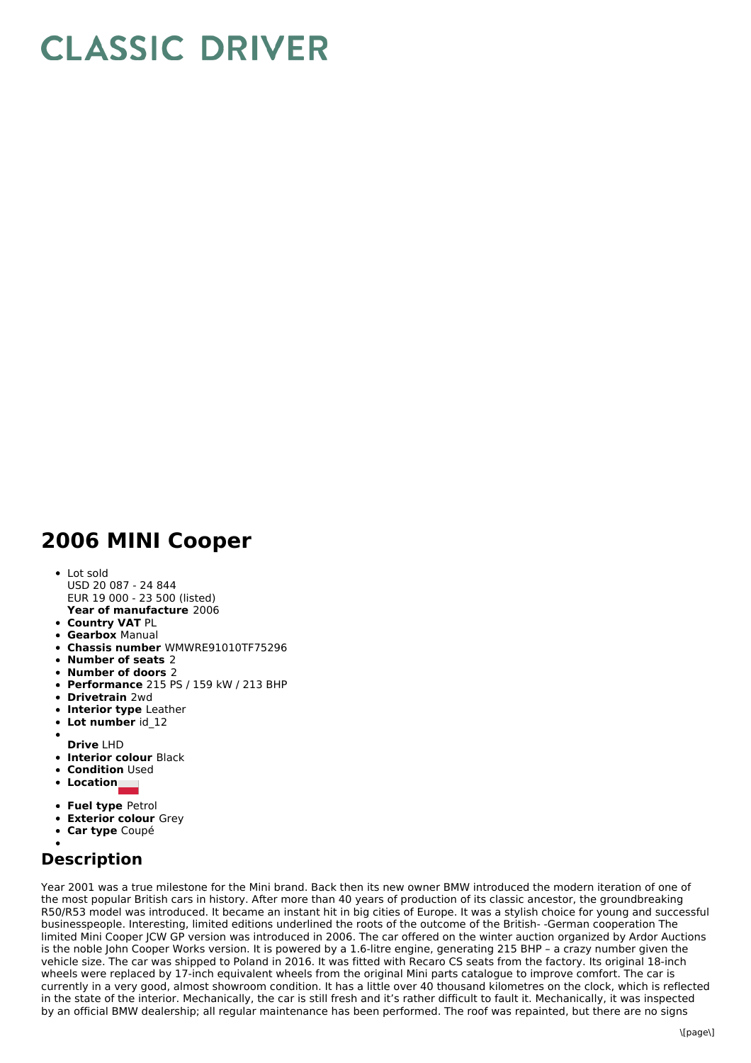# CLASSIC DRIVER

## 2006 MINI Cooper

- Lot sold
  USD 20 087 - 24 844
  EUR 19 000 - 23 500 (listed)
  **Year of manufacture** 2006
- **Country VAT** PL
- **Gearbox** Manual
- **Chassis number** WMWRE91010TF75296
- **Number of seats** 2
- **Number of doors** 2
- **Performance** 215 PS / 159 kW / 213 BHP
- **Drivetrain** 2wd
- **Interior type** Leather
- **Lot number** id_12
- **Drive** LHD
- **Interior colour** Black
- **Condition** Used
- **Location**
- **Fuel type** Petrol
- **Exterior colour** Grey
- **Car type** Coupé

## Description

Year 2001 was a true milestone for the Mini brand. Back then its new owner BMW introduced the modern iteration of one of the most popular British cars in history. After more than 40 years of production of its classic ancestor, the groundbreaking R50/R53 model was introduced. It became an instant hit in big cities of Europe. It was a stylish choice for young and successful businesspeople. Interesting, limited editions underlined the roots of the outcome of the British- -German cooperation The limited Mini Cooper JCW GP version was introduced in 2006. The car offered on the winter auction organized by Ardor Auctions is the noble John Cooper Works version. It is powered by a 1.6-litre engine, generating 215 BHP – a crazy number given the vehicle size. The car was shipped to Poland in 2016. It was fitted with Recaro CS seats from the factory. Its original 18-inch wheels were replaced by 17-inch equivalent wheels from the original Mini parts catalogue to improve comfort. The car is currently in a very good, almost showroom condition. It has a little over 40 thousand kilometres on the clock, which is reflected in the state of the interior. Mechanically, the car is still fresh and it's rather difficult to fault it. Mechanically, it was inspected by an official BMW dealership; all regular maintenance has been performed. The roof was repainted, but there are no signs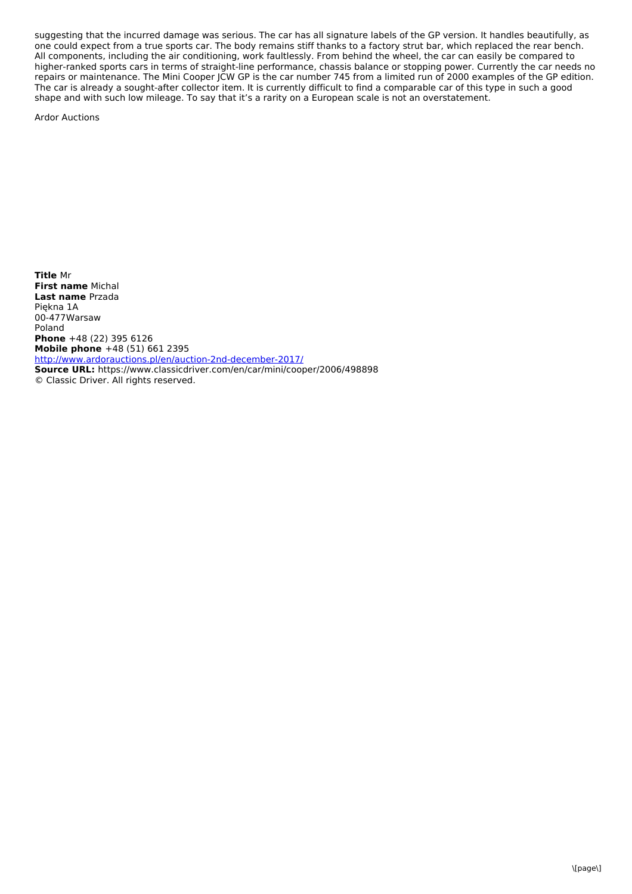suggesting that the incurred damage was serious. The car has all signature labels of the GP version. It handles beautifully, as one could expect from a true sports car. The body remains stiff thanks to a factory strut bar, which replaced the rear bench. All components, including the air conditioning, work faultlessly. From behind the wheel, the car can easily be compared to higher-ranked sports cars in terms of straight-line performance, chassis balance or stopping power. Currently the car needs no repairs or maintenance. The Mini Cooper JCW GP is the car number 745 from a limited run of 2000 examples of the GP edition. The car is already a sought-after collector item. It is currently difficult to find a comparable car of this type in such a good shape and with such low mileage. To say that it’s a rarity on a European scale is not an overstatement.

Ardor Auctions

**Title** Mr
**First name** Michal
**Last name** Przada
Piękna 1A
00-477Warsaw
Poland
**Phone** +48 (22) 395 6126
**Mobile phone** +48 (51) 661 2395
http://www.ardorauctions.pl/en/auction-2nd-december-2017/
**Source URL:** https://www.classicdriver.com/en/car/mini/cooper/2006/498898
© Classic Driver. All rights reserved.